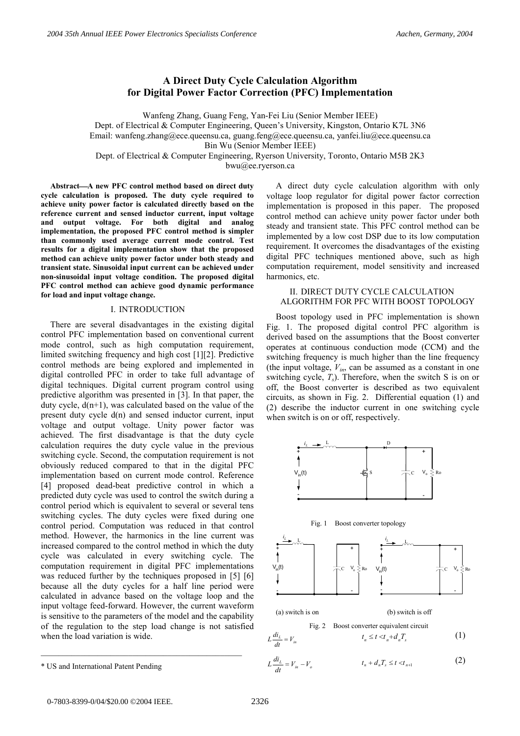# A Direct Duty Cycle Calculation Algorithm for Digital Power Factor Correction (PFC) Implementation

Wanfeng Zhang, Guang Feng, Yan-Fei Liu (Senior Member IEEE)
Dept. of Electrical & Computer Engineering, Queen's University, Kingston, Ontario K7L 3N6
Email: wanfeng.zhang@ece.queensu.ca, guang.feng@ece.queensu.ca, yanfei.liu@ece.queensu.ca
Bin Wu (Senior Member IEEE)
Dept. of Electrical & Computer Engineering, Ryerson University, Toronto, Ontario M5B 2K3
bwu@ee.ryerson.ca

***Abstract*—A new PFC control method based on direct duty cycle calculation is proposed. The duty cycle required to achieve unity power factor is calculated directly based on the reference current and sensed inductor current, input voltage and output voltage. For both digital and analog implementation, the proposed PFC control method is simpler than commonly used average current mode control. Test results for a digital implementation show that the proposed method can achieve unity power factor under both steady and transient state. Sinusoidal input current can be achieved under non-sinusoidal input voltage condition. The proposed digital PFC control method can achieve good dynamic performance for load and input voltage change.**

## I. INTRODUCTION

There are several disadvantages in the existing digital control PFC implementation based on conventional current mode control, such as high computation requirement, limited switching frequency and high cost [1][2]. Predictive control methods are being explored and implemented in digital controlled PFC in order to take full advantage of digital techniques. Digital current program control using predictive algorithm was presented in [3]. In that paper, the duty cycle, d(n+1), was calculated based on the value of the present duty cycle d(n) and sensed inductor current, input voltage and output voltage. Unity power factor was achieved. The first disadvantage is that the duty cycle calculation requires the duty cycle value in the previous switching cycle. Second, the computation requirement is not obviously reduced compared to that in the digital PFC implementation based on current mode control. Reference [4] proposed dead-beat predictive control in which a predicted duty cycle was used to control the switch during a control period which is equivalent to several or several tens switching cycles. The duty cycles were fixed during one control period. Computation was reduced in that control method. However, the harmonics in the line current was increased compared to the control method in which the duty cycle was calculated in every switching cycle. The computation requirement in digital PFC implementations was reduced further by the techniques proposed in [5] [6] because all the duty cycles for a half line period were calculated in advance based on the voltage loop and the input voltage feed-forward. However, the current waveform is sensitive to the parameters of the model and the capability of the regulation to the step load change is not satisfied when the load variation is wide.

\* US and International Patent Pending

A direct duty cycle calculation algorithm with only voltage loop regulator for digital power factor correction implementation is proposed in this paper. The proposed control method can achieve unity power factor under both steady and transient state. This PFC control method can be implemented by a low cost DSP due to its low computation requirement. It overcomes the disadvantages of the existing digital PFC techniques mentioned above, such as high computation requirement, model sensitivity and increased harmonics, etc.

## II. DIRECT DUTY CYCLE CALCULATION ALGORITHM FOR PFC WITH BOOST TOPOLOGY

Boost topology used in PFC implementation is shown Fig. 1. The proposed digital control PFC algorithm is derived based on the assumptions that the Boost converter operates at continuous conduction mode (CCM) and the switching frequency is much higher than the line frequency (the input voltage, $V_{in}$, can be assumed as a constant in one switching cycle, $T_s$). Therefore, when the switch S is on or off, the Boost converter is described as two equivalent circuits, as shown in Fig. 2. Differential equation (1) and (2) describe the inductor current in one switching cycle when switch is on or off, respectively.

Fig. 1 Boost converter topology

(a) switch is on (b) switch is off

Fig. 2 Boost converter equivalent circuit

$$L\frac{di_L}{dt} = V_{in} \qquad t_n \le t < t_n + d_n T_s \tag{1}$$

$$L\frac{di_L}{dt} = V_{in} - V_o \qquad t_n + d_n T_s \le t < t_{n+1} \tag{2}$$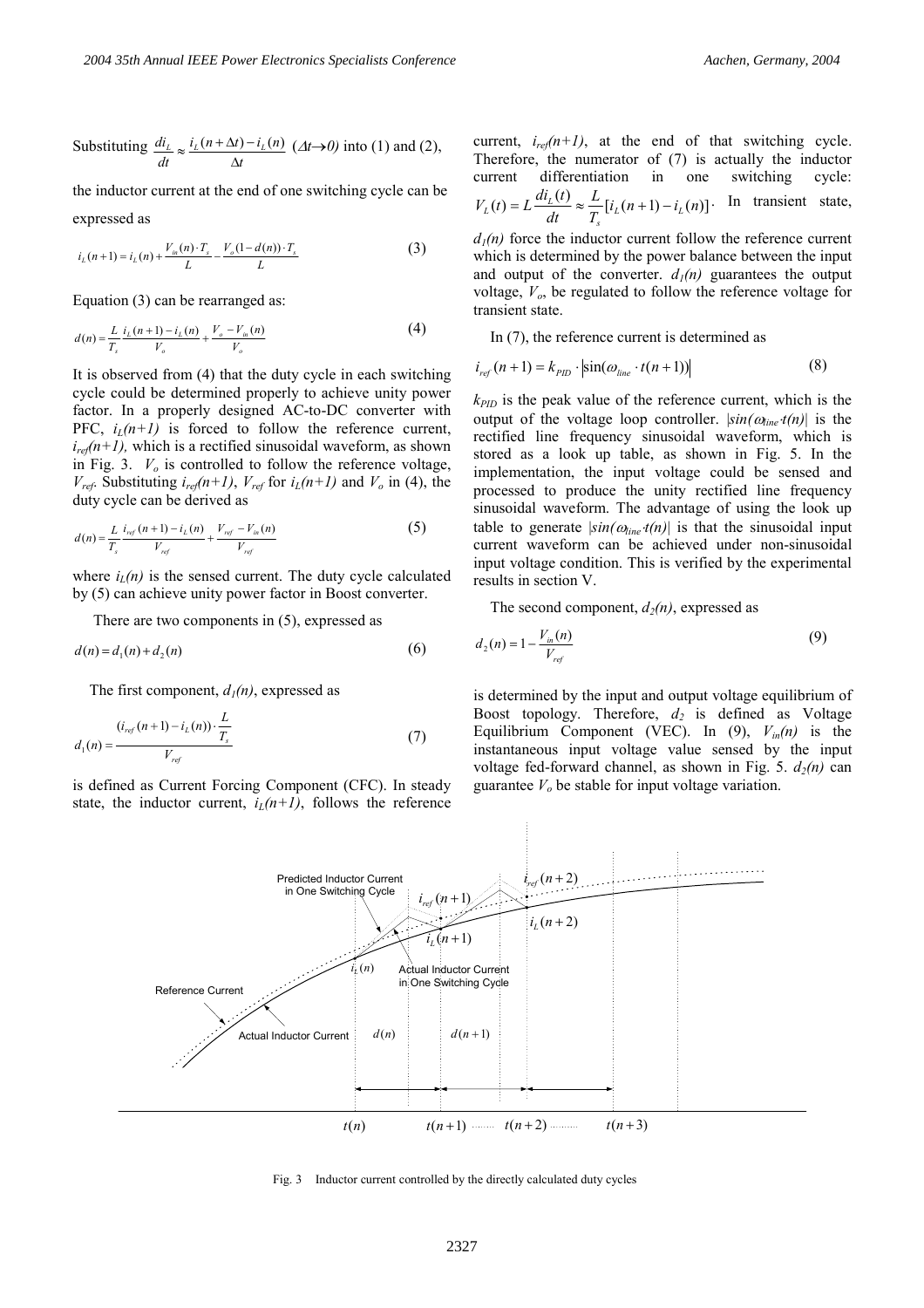Substituting $\frac{di_L}{dt} \approx \frac{i_L(n+\Delta t) - i_L(n)}{\Delta t}$ ($\Delta t \to 0$) into (1) and (2), the inductor current at the end of one switching cycle can be expressed as

$$i_L(n+1) = i_L(n) + \frac{V_{in}(n) \cdot T_s}{L} - \frac{V_o(1-d(n)) \cdot T_s}{L} \tag{3}$$

Equation (3) can be rearranged as:

$$d(n) = \frac{L}{T_s} \frac{i_L(n+1) - i_L(n)}{V_o} + \frac{V_o - V_{in}(n)}{V_o} \tag{4}$$

It is observed from (4) that the duty cycle in each switching cycle could be determined properly to achieve unity power factor. In a properly designed AC-to-DC converter with PFC, $i_L(n+1)$ is forced to follow the reference current, $i_{ref}(n+1)$, which is a rectified sinusoidal waveform, as shown in Fig. 3. $V_o$ is controlled to follow the reference voltage, $V_{ref}$. Substituting $i_{ref}(n+1)$, $V_{ref}$ for $i_L(n+1)$ and $V_o$ in (4), the duty cycle can be derived as

$$d(n) = \frac{L}{T_s} \frac{i_{ref}(n+1) - i_L(n)}{V_{ref}} + \frac{V_{ref} - V_{in}(n)}{V_{ref}} \tag{5}$$

where $i_L(n)$ is the sensed current. The duty cycle calculated by (5) can achieve unity power factor in Boost converter.

There are two components in (5), expressed as

$$d(n) = d_1(n) + d_2(n) \tag{6}$$

The first component, $d_1(n)$, expressed as

$$d_1(n) = \frac{(i_{ref}(n+1) - i_L(n)) \cdot \frac{L}{T_s}}{V_{ref}} \tag{7}$$

is defined as Current Forcing Component (CFC). In steady state, the inductor current, $i_L(n+1)$, follows the reference current, $i_{ref}(n+1)$, at the end of that switching cycle. Therefore, the numerator of (7) is actually the inductor current differentiation in one switching cycle: $V_L(t) = L\frac{di_L(t)}{dt} \approx \frac{L}{T_s}[i_L(n+1) - i_L(n)]$. In transient state, $d_1(n)$ force the inductor current follow the reference current which is determined by the power balance between the input and output of the converter. $d_1(n)$ guarantees the output voltage, $V_o$, be regulated to follow the reference voltage for transient state.

In (7), the reference current is determined as

$$i_{ref}(n+1) = k_{PID} \cdot |\sin(\omega_{line} \cdot t(n+1))| \tag{8}$$

$k_{PID}$ is the peak value of the reference current, which is the output of the voltage loop controller. $|sin(\omega_{line} \cdot t(n)|$ is the rectified line frequency sinusoidal waveform, which is stored as a look up table, as shown in Fig. 5. In the implementation, the input voltage could be sensed and processed to produce the unity rectified line frequency sinusoidal waveform. The advantage of using the look up table to generate $|sin(\omega_{line} \cdot t(n)|$ is that the sinusoidal input current waveform can be achieved under non-sinusoidal input voltage condition. This is verified by the experimental results in section V.

The second component, $d_2(n)$, expressed as

$$d_2(n) = 1 - \frac{V_{in}(n)}{V_{ref}} \tag{9}$$

is determined by the input and output voltage equilibrium of Boost topology. Therefore, $d_2$ is defined as Voltage Equilibrium Component (VEC). In (9), $V_{in}(n)$ is the instantaneous input voltage value sensed by the input voltage fed-forward channel, as shown in Fig. 5. $d_2(n)$ can guarantee $V_o$ be stable for input voltage variation.

Fig. 3 Inductor current controlled by the directly calculated duty cycles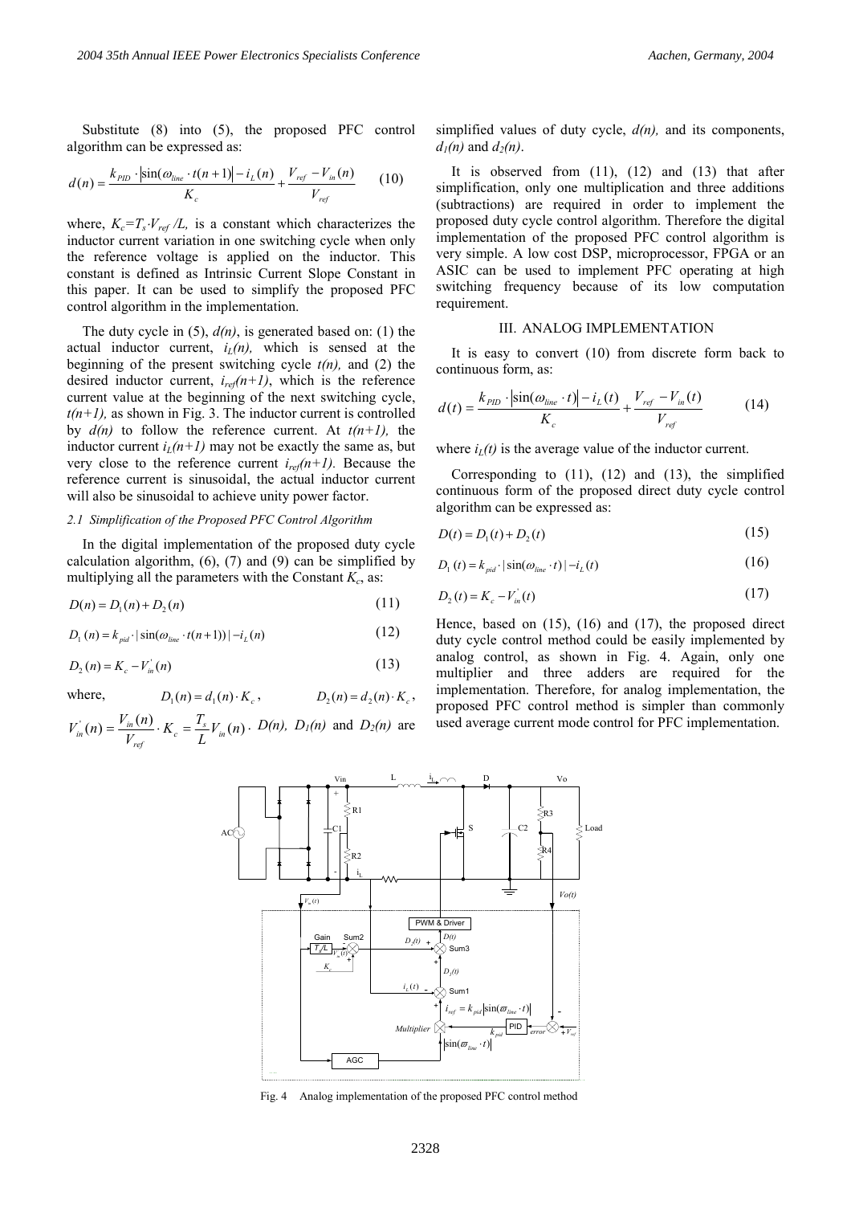Substitute (8) into (5), the proposed PFC control algorithm can be expressed as:

$$d(n) = \frac{k_{PID} \cdot |\sin(\omega_{line} \cdot t(n+1)| - i_L(n)}{K_c} + \frac{V_{ref} - V_{in}(n)}{V_{ref}} \qquad (10)$$

where, $K_c = T_s \cdot V_{ref} / L$, is a constant which characterizes the inductor current variation in one switching cycle when only the reference voltage is applied on the inductor. This constant is defined as Intrinsic Current Slope Constant in this paper. It can be used to simplify the proposed PFC control algorithm in the implementation.

The duty cycle in (5), $d(n)$, is generated based on: (1) the actual inductor current, $i_L(n)$, which is sensed at the beginning of the present switching cycle $t(n)$, and (2) the desired inductor current, $i_{ref}(n+1)$, which is the reference current value at the beginning of the next switching cycle, $t(n+1)$, as shown in Fig. 3. The inductor current is controlled by $d(n)$ to follow the reference current. At $t(n+1)$, the inductor current $i_L(n+1)$ may not be exactly the same as, but very close to the reference current $i_{ref}(n+1)$. Because the reference current is sinusoidal, the actual inductor current will also be sinusoidal to achieve unity power factor.

### *2.1 Simplification of the Proposed PFC Control Algorithm*

In the digital implementation of the proposed duty cycle calculation algorithm, (6), (7) and (9) can be simplified by multiplying all the parameters with the Constant $K_c$, as:

$$D(n) = D_1(n) + D_2(n) \qquad (11)$$

$$D_1(n) = k_{pid} \cdot |\sin(\omega_{line} \cdot t(n+1))| - i_L(n) \qquad (12)$$

$$D_2(n) = K_c - V_{in}^{'}(n) \qquad (13)$$

where, $D_1(n) = d_1(n) \cdot K_c$, $D_2(n) = d_2(n) \cdot K_c$, $V_{in}^{'}(n) = \frac{V_{in}(n)}{V_{ref}} \cdot K_c = \frac{T_s}{L} V_{in}(n)$. $D(n)$, $D_1(n)$ and $D_2(n)$ are simplified values of duty cycle, $d(n)$, and its components, $d_1(n)$ and $d_2(n)$.

It is observed from (11), (12) and (13) that after simplification, only one multiplication and three additions (subtractions) are required in order to implement the proposed duty cycle control algorithm. Therefore the digital implementation of the proposed PFC control algorithm is very simple. A low cost DSP, microprocessor, FPGA or an ASIC can be used to implement PFC operating at high switching frequency because of its low computation requirement.

## III. ANALOG IMPLEMENTATION

It is easy to convert (10) from discrete form back to continuous form, as:

$$d(t) = \frac{k_{PID} \cdot |\sin(\omega_{line} \cdot t)| - i_L(t)}{K_c} + \frac{V_{ref} - V_{in}(t)}{V_{ref}} \qquad (14)$$

where $i_L(t)$ is the average value of the inductor current.

Corresponding to (11), (12) and (13), the simplified continuous form of the proposed direct duty cycle control algorithm can be expressed as:

$$D(t) = D_1(t) + D_2(t) \qquad (15)$$

$$D_1(t) = k_{pid} \cdot |\sin(\omega_{line} \cdot t)| - i_L(t) \qquad (16)$$

$$D_2(t) = K_c - V_{in}^{'}(t) \qquad (17)$$

Hence, based on (15), (16) and (17), the proposed direct duty cycle control method could be easily implemented by analog control, as shown in Fig. 4. Again, only one multiplier and three adders are required for the implementation. Therefore, for analog implementation, the proposed PFC control method is simpler than commonly used average current mode control for PFC implementation.

Fig. 4 Analog implementation of the proposed PFC control method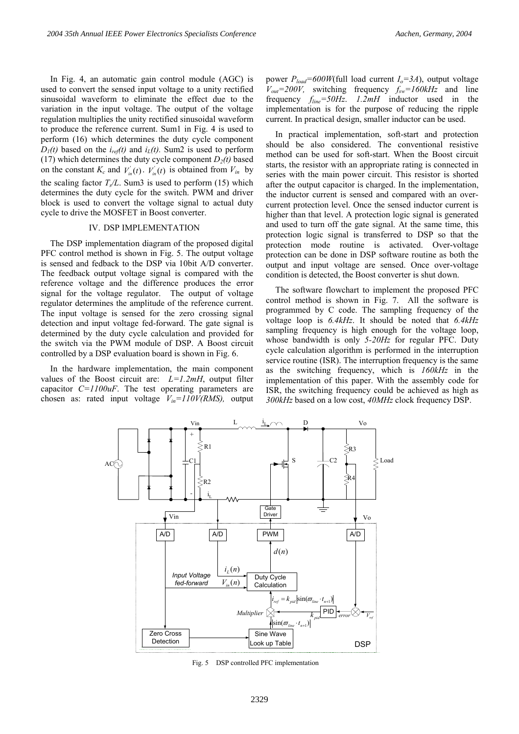In Fig. 4, an automatic gain control module (AGC) is used to convert the sensed input voltage to a unity rectified sinusoidal waveform to eliminate the effect due to the variation in the input voltage. The output of the voltage regulation multiplies the unity rectified sinusoidal waveform to produce the reference current. Sum1 in Fig. 4 is used to perform (16) which determines the duty cycle component $D_1(t)$ based on the $i_{ref}(t)$ and $i_L(t)$. Sum2 is used to perform (17) which determines the duty cycle component $D_2(t)$ based on the constant $K_c$ and $V_{in}^{'}(t)$. $V_{in}^{'}(t)$ is obtained from $V_{in}$ by the scaling factor $T_s/L$. Sum3 is used to perform (15) which determines the duty cycle for the switch. PWM and driver block is used to convert the voltage signal to actual duty cycle to drive the MOSFET in Boost converter.

## IV. DSP IMPLEMENTATION

The DSP implementation diagram of the proposed digital PFC control method is shown in Fig. 5. The output voltage is sensed and fedback to the DSP via 10bit A/D converter. The feedback output voltage signal is compared with the reference voltage and the difference produces the error signal for the voltage regulator. The output of voltage regulator determines the amplitude of the reference current. The input voltage is sensed for the zero crossing signal detection and input voltage fed-forward. The gate signal is determined by the duty cycle calculation and provided for the switch via the PWM module of DSP. A Boost circuit controlled by a DSP evaluation board is shown in Fig. 6.

In the hardware implementation, the main component values of the Boost circuit are: $L=1.2mH$, output filter capacitor $C=1100uF$. The test operating parameters are chosen as: rated input voltage $V_{in}=110V(RMS)$, output power $P_{load}=600W$(full load current $I_o=3A$), output voltage $V_{out}=200V$, switching frequency $f_{sw}=160kHz$ and line frequency $f_{line}=50Hz$. $1.2mH$ inductor used in the implementation is for the purpose of reducing the ripple current. In practical design, smaller inductor can be used.

In practical implementation, soft-start and protection should be also considered. The conventional resistive method can be used for soft-start. When the Boost circuit starts, the resistor with an appropriate rating is connected in series with the main power circuit. This resistor is shorted after the output capacitor is charged. In the implementation, the inductor current is sensed and compared with an over-current protection level. Once the sensed inductor current is higher than that level. A protection logic signal is generated and used to turn off the gate signal. At the same time, this protection logic signal is transferred to DSP so that the protection mode routine is activated. Over-voltage protection can be done in DSP software routine as both the output and input voltage are sensed. Once over-voltage condition is detected, the Boost converter is shut down.

The software flowchart to implement the proposed PFC control method is shown in Fig. 7. All the software is programmed by C code. The sampling frequency of the voltage loop is *6.4kHz*. It should be noted that *6.4kHz* sampling frequency is high enough for the voltage loop, whose bandwidth is only *5-20Hz* for regular PFC. Duty cycle calculation algorithm is performed in the interruption service routine (ISR). The interruption frequency is the same as the switching frequency, which is *160kHz* in the implementation of this paper. With the assembly code for ISR, the switching frequency could be achieved as high as *300kHz* based on a low cost, *40MHz* clock frequency DSP.

Fig. 5 DSP controlled PFC implementation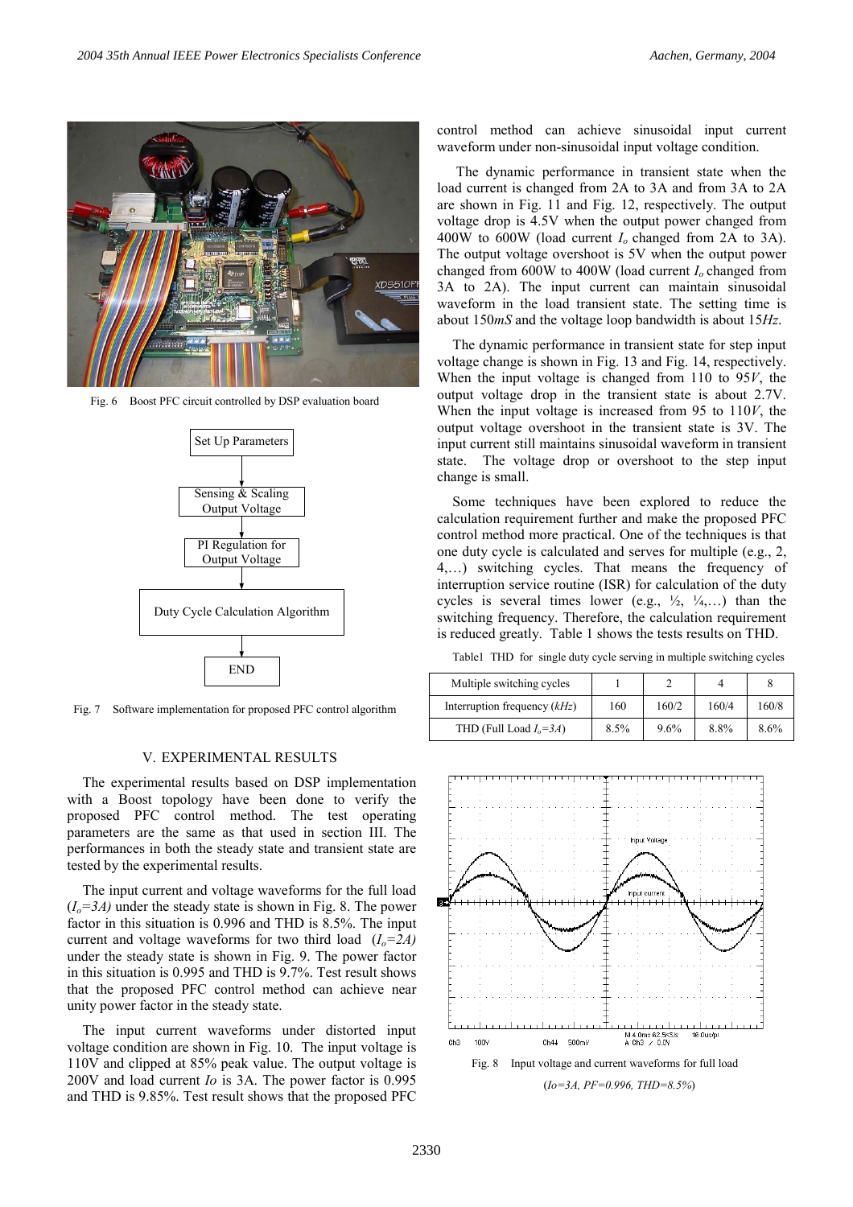Fig. 6 Boost PFC circuit controlled by DSP evaluation board

Set Up Parameters → Sensing & Scaling Output Voltage → PI Regulation for Output Voltage → Duty Cycle Calculation Algorithm → END

Fig. 7 Software implementation for proposed PFC control algorithm

## V. EXPERIMENTAL RESULTS

The experimental results based on DSP implementation with a Boost topology have been done to verify the proposed PFC control method. The test operating parameters are the same as that used in section III. The performances in both the steady state and transient state are tested by the experimental results.

The input current and voltage waveforms for the full load ($I_o$=3A) under the steady state is shown in Fig. 8. The power factor in this situation is 0.996 and THD is 8.5%. The input current and voltage waveforms for two third load ($I_o$=2A) under the steady state is shown in Fig. 9. The power factor in this situation is 0.995 and THD is 9.7%. Test result shows that the proposed PFC control method can achieve near unity power factor in the steady state.

The input current waveforms under distorted input voltage condition are shown in Fig. 10. The input voltage is 110V and clipped at 85% peak value. The output voltage is 200V and load current $Io$ is 3A. The power factor is 0.995 and THD is 9.85%. Test result shows that the proposed PFC control method can achieve sinusoidal input current waveform under non-sinusoidal input voltage condition.

The dynamic performance in transient state when the load current is changed from 2A to 3A and from 3A to 2A are shown in Fig. 11 and Fig. 12, respectively. The output voltage drop is 4.5V when the output power changed from 400W to 600W (load current $I_o$ changed from 2A to 3A). The output voltage overshoot is 5V when the output power changed from 600W to 400W (load current $I_o$ changed from 3A to 2A). The input current can maintain sinusoidal waveform in the load transient state. The setting time is about 150*mS* and the voltage loop bandwidth is about 15*Hz*.

The dynamic performance in transient state for step input voltage change is shown in Fig. 13 and Fig. 14, respectively. When the input voltage is changed from 110 to 95*V*, the output voltage drop in the transient state is about 2.7V. When the input voltage is increased from 95 to 110*V*, the output voltage overshoot in the transient state is 3V. The input current still maintains sinusoidal waveform in transient state. The voltage drop or overshoot to the step input change is small.

Some techniques have been explored to reduce the calculation requirement further and make the proposed PFC control method more practical. One of the techniques is that one duty cycle is calculated and serves for multiple (e.g., 2, 4,…) switching cycles. That means the frequency of interruption service routine (ISR) for calculation of the duty cycles is several times lower (e.g., ½, ¼,…) than the switching frequency. Therefore, the calculation requirement is reduced greatly. Table 1 shows the tests results on THD.

Table1 THD for single duty cycle serving in multiple switching cycles

| Multiple switching cycles | 1 | 2 | 4 | 8 |
|---|---|---|---|---|
| Interruption frequency (*kHz*) | 160 | 160/2 | 160/4 | 160/8 |
| THD (Full Load $I_o$=3A) | 8.5% | 9.6% | 8.8% | 8.6% |

Fig. 8 Input voltage and current waveforms for full load

(*Io=3A, PF=0.996, THD=8.5%*)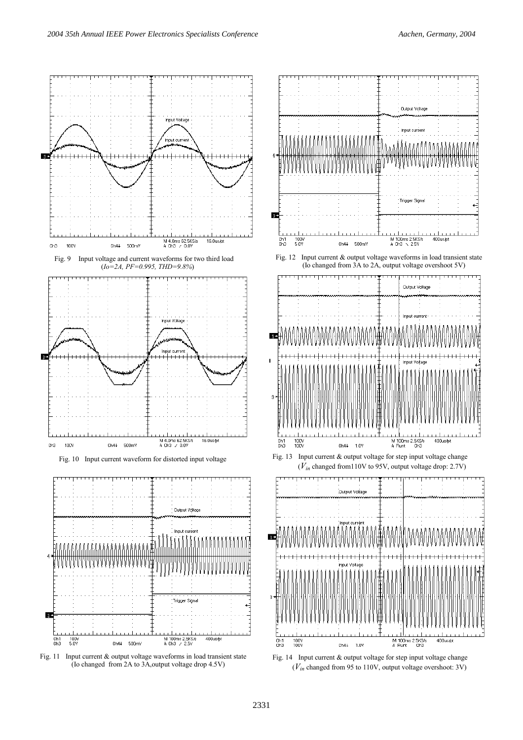Fig. 9 Input voltage and current waveforms for two third load (*Io=2A, PF=0.995, THD=9.8%*)

Fig. 10 Input current waveform for distorted input voltage

Fig. 11 Input current & output voltage waveforms in load transient state (Io changed from 2A to 3A,output voltage drop 4.5V)

Fig. 12 Input current & output voltage waveforms in load transient state (Io changed from 3A to 2A, output voltage overshoot 5V)

Fig. 13 Input current & output voltage for step input voltage change ($V_{in}$ changed from110V to 95V, output voltage drop: 2.7V)

Fig. 14 Input current & output voltage for step input voltage change ($V_{in}$ changed from 95 to 110V, output voltage overshoot: 3V)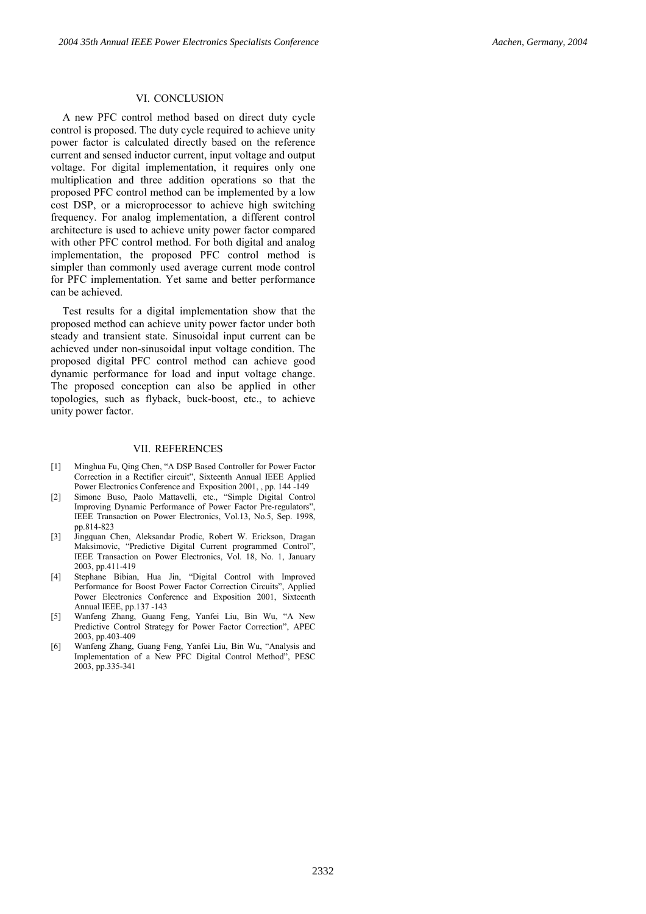## VI. CONCLUSION

A new PFC control method based on direct duty cycle control is proposed. The duty cycle required to achieve unity power factor is calculated directly based on the reference current and sensed inductor current, input voltage and output voltage. For digital implementation, it requires only one multiplication and three addition operations so that the proposed PFC control method can be implemented by a low cost DSP, or a microprocessor to achieve high switching frequency. For analog implementation, a different control architecture is used to achieve unity power factor compared with other PFC control method. For both digital and analog implementation, the proposed PFC control method is simpler than commonly used average current mode control for PFC implementation. Yet same and better performance can be achieved.

Test results for a digital implementation show that the proposed method can achieve unity power factor under both steady and transient state. Sinusoidal input current can be achieved under non-sinusoidal input voltage condition. The proposed digital PFC control method can achieve good dynamic performance for load and input voltage change. The proposed conception can also be applied in other topologies, such as flyback, buck-boost, etc., to achieve unity power factor.

## VII. REFERENCES

[1] Minghua Fu, Qing Chen, "A DSP Based Controller for Power Factor Correction in a Rectifier circuit", Sixteenth Annual IEEE Applied Power Electronics Conference and Exposition 2001, , pp. 144 -149

[2] Simone Buso, Paolo Mattavelli, etc., "Simple Digital Control Improving Dynamic Performance of Power Factor Pre-regulators", IEEE Transaction on Power Electronics, Vol.13, No.5, Sep. 1998, pp.814-823

[3] Jingquan Chen, Aleksandar Prodic, Robert W. Erickson, Dragan Maksimovic, "Predictive Digital Current programmed Control", IEEE Transaction on Power Electronics, Vol. 18, No. 1, January 2003, pp.411-419

[4] Stephane Bibian, Hua Jin, "Digital Control with Improved Performance for Boost Power Factor Correction Circuits", Applied Power Electronics Conference and Exposition 2001, Sixteenth Annual IEEE, pp.137 -143

[5] Wanfeng Zhang, Guang Feng, Yanfei Liu, Bin Wu, "A New Predictive Control Strategy for Power Factor Correction", APEC 2003, pp.403-409

[6] Wanfeng Zhang, Guang Feng, Yanfei Liu, Bin Wu, "Analysis and Implementation of a New PFC Digital Control Method", PESC 2003, pp.335-341